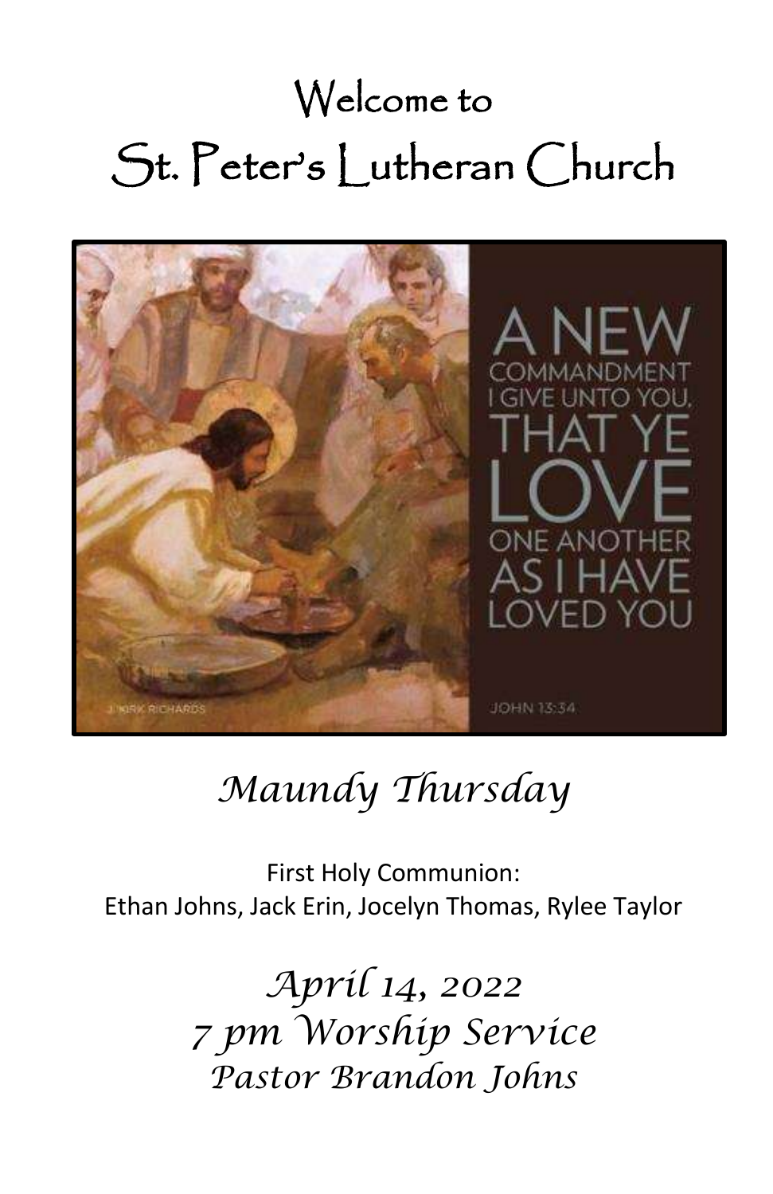# Welcome to
# St. Peter's Lutheran Church

*Maundy Thursday*

First Holy Communion:
Ethan Johns, Jack Erin, Jocelyn Thomas, Rylee Taylor

*April 14, 2022*
*7 pm Worship Service*
*Pastor Brandon Johns*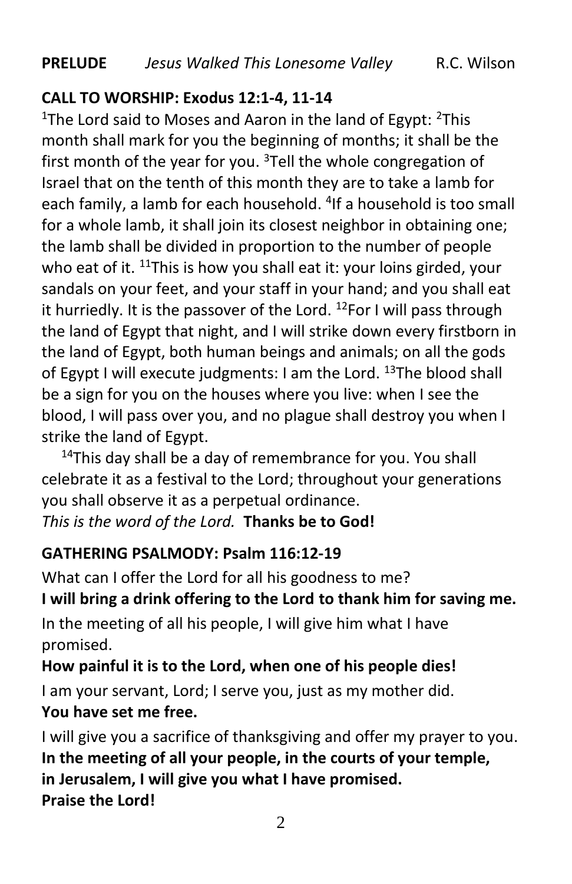**PRELUDE** *Jesus Walked This Lonesome Valley* R.C. Wilson

**CALL TO WORSHIP: Exodus 12:1-4, 11-14**

[1]The Lord said to Moses and Aaron in the land of Egypt: [2]This month shall mark for you the beginning of months; it shall be the first month of the year for you. [3]Tell the whole congregation of Israel that on the tenth of this month they are to take a lamb for each family, a lamb for each household. [4]If a household is too small for a whole lamb, it shall join its closest neighbor in obtaining one; the lamb shall be divided in proportion to the number of people who eat of it. [11]This is how you shall eat it: your loins girded, your sandals on your feet, and your staff in your hand; and you shall eat it hurriedly. It is the passover of the Lord. [12]For I will pass through the land of Egypt that night, and I will strike down every firstborn in the land of Egypt, both human beings and animals; on all the gods of Egypt I will execute judgments: I am the Lord. [13]The blood shall be a sign for you on the houses where you live: when I see the blood, I will pass over you, and no plague shall destroy you when I strike the land of Egypt.

[14]This day shall be a day of remembrance for you. You shall celebrate it as a festival to the Lord; throughout your generations you shall observe it as a perpetual ordinance.

*This is the word of the Lord.* **Thanks be to God!**

**GATHERING PSALMODY: Psalm 116:12-19**

What can I offer the Lord for all his goodness to me?

**I will bring a drink offering to the Lord to thank him for saving me.**

In the meeting of all his people, I will give him what I have promised.

**How painful it is to the Lord, when one of his people dies!**

I am your servant, Lord; I serve you, just as my mother did.

**You have set me free.**

I will give you a sacrifice of thanksgiving and offer my prayer to you.

**In the meeting of all your people, in the courts of your temple,**
**in Jerusalem, I will give you what I have promised.**
**Praise the Lord!**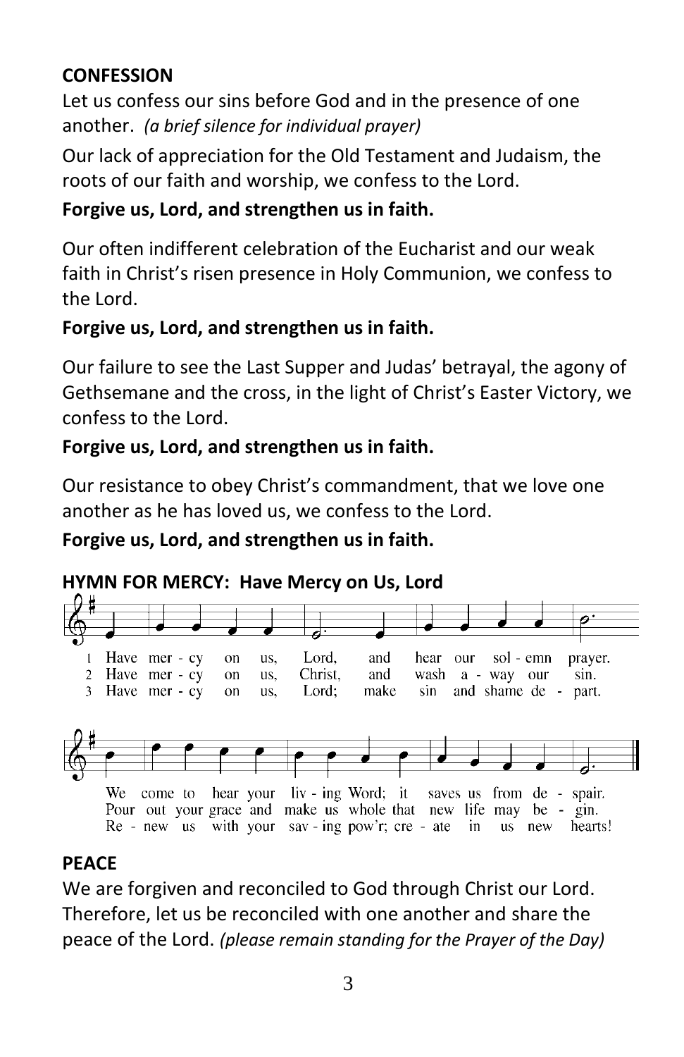**CONFESSION**

Let us confess our sins before God and in the presence of one another. *(a brief silence for individual prayer)*

Our lack of appreciation for the Old Testament and Judaism, the roots of our faith and worship, we confess to the Lord.

**Forgive us, Lord, and strengthen us in faith.**

Our often indifferent celebration of the Eucharist and our weak faith in Christ's risen presence in Holy Communion, we confess to the Lord.

**Forgive us, Lord, and strengthen us in faith.**

Our failure to see the Last Supper and Judas' betrayal, the agony of Gethsemane and the cross, in the light of Christ's Easter Victory, we confess to the Lord.

**Forgive us, Lord, and strengthen us in faith.**

Our resistance to obey Christ's commandment, that we love one another as he has loved us, we confess to the Lord.

**Forgive us, Lord, and strengthen us in faith.**

**HYMN FOR MERCY: Have Mercy on Us, Lord**

1 Have mer - cy on us, Lord, and hear our sol - emn prayer. We come to hear your liv - ing Word; it saves us from de - spair.

2 Have mer - cy on us, Christ, and wash a - way our sin. Pour out your grace and make us whole that new life may be - gin.

3 Have mer - cy on us, Lord; make sin and shame de - part. Re - new us with your sav - ing pow'r; cre - ate in us new hearts!

**PEACE**

We are forgiven and reconciled to God through Christ our Lord. Therefore, let us be reconciled with one another and share the peace of the Lord. *(please remain standing for the Prayer of the Day)*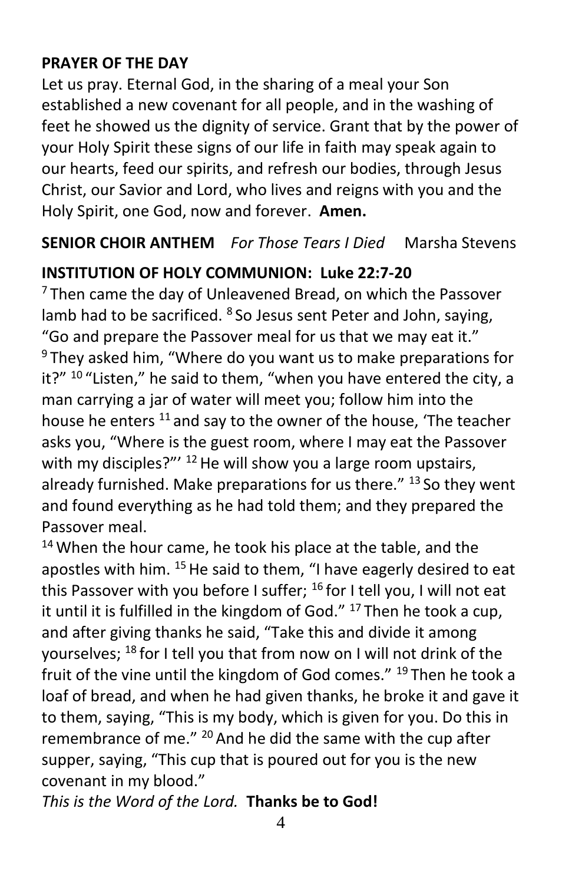**PRAYER OF THE DAY**

Let us pray. Eternal God, in the sharing of a meal your Son established a new covenant for all people, and in the washing of feet he showed us the dignity of service. Grant that by the power of your Holy Spirit these signs of our life in faith may speak again to our hearts, feed our spirits, and refresh our bodies, through Jesus Christ, our Savior and Lord, who lives and reigns with you and the Holy Spirit, one God, now and forever. **Amen.**

**SENIOR CHOIR ANTHEM** *For Those Tears I Died* Marsha Stevens

**INSTITUTION OF HOLY COMMUNION: Luke 22:7-20**

[7] Then came the day of Unleavened Bread, on which the Passover lamb had to be sacrificed. [8] So Jesus sent Peter and John, saying, "Go and prepare the Passover meal for us that we may eat it." [9] They asked him, "Where do you want us to make preparations for it?" [10] "Listen," he said to them, "when you have entered the city, a man carrying a jar of water will meet you; follow him into the house he enters [11] and say to the owner of the house, 'The teacher asks you, "Where is the guest room, where I may eat the Passover with my disciples?"' [12] He will show you a large room upstairs, already furnished. Make preparations for us there." [13] So they went and found everything as he had told them; and they prepared the Passover meal.

[14] When the hour came, he took his place at the table, and the apostles with him. [15] He said to them, "I have eagerly desired to eat this Passover with you before I suffer; [16] for I tell you, I will not eat it until it is fulfilled in the kingdom of God." [17] Then he took a cup, and after giving thanks he said, "Take this and divide it among yourselves; [18] for I tell you that from now on I will not drink of the fruit of the vine until the kingdom of God comes." [19] Then he took a loaf of bread, and when he had given thanks, he broke it and gave it to them, saying, "This is my body, which is given for you. Do this in remembrance of me." [20] And he did the same with the cup after supper, saying, "This cup that is poured out for you is the new covenant in my blood."

*This is the Word of the Lord.* **Thanks be to God!**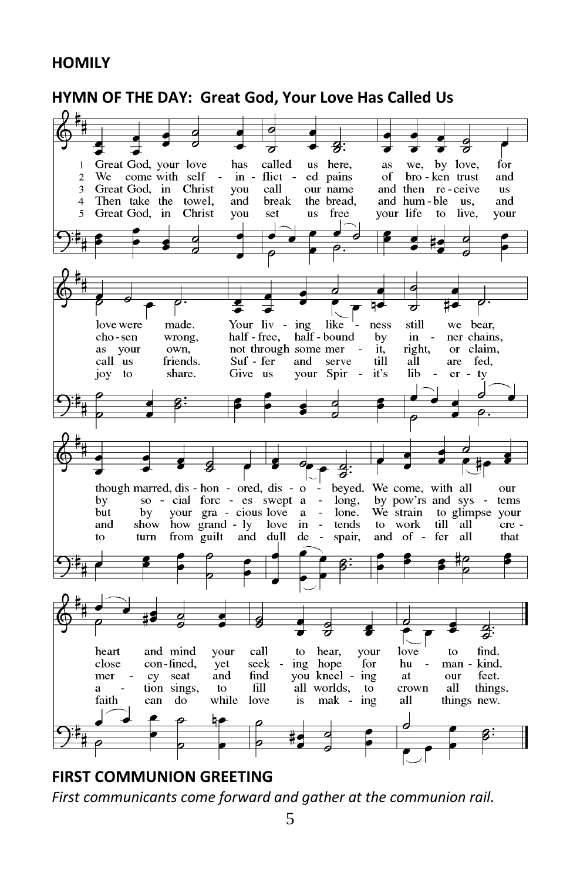**HOMILY**

**HYMN OF THE DAY: Great God, Your Love Has Called Us**

1 Great God, your love has called us here, as we, by love, for love were made. Your living likeness still we bear, though marred, dishonored, disobeyed. We come, with all our heart and mind your call to hear, your love to find.

2 We come with self-inflicted pains of broken trust and chosen wrong, half-free, half-bound by inner chains, by social forces swept along, by pow'rs and systems close confined, yet seeking hope for humankind.

3 Great God, in Christ you call our name and then receive us as your own, not through some merit, right, or claim, but by your gracious love alone. We strain to glimpse your mercy seat and find you kneeling at our feet.

4 Then take the towel, and break the bread, and humble us, and call us friends. Suffer and serve till all are fed, and show how grandly love intends to work till all creation sings, to fill all worlds, to crown all things.

5 Great God, in Christ you set us free your life to live, your joy to share. Give us your Spirit's liberty to turn from guilt and dull despair, and offer all that faith can do while love is making all things new.

**FIRST COMMUNION GREETING**

*First communicants come forward and gather at the communion rail.*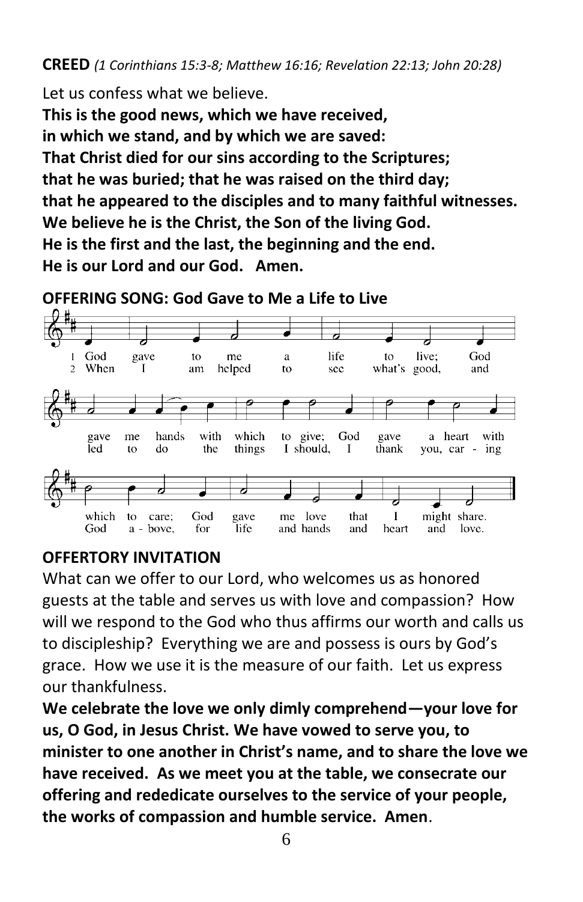**CREED** *(1 Corinthians 15:3-8; Matthew 16:16; Revelation 22:13; John 20:28)*

Let us confess what we believe.

**This is the good news, which we have received,**
**in which we stand, and by which we are saved:**
**That Christ died for our sins according to the Scriptures;**
**that he was buried; that he was raised on the third day;**
**that he appeared to the disciples and to many faithful witnesses.**
**We believe he is the Christ, the Son of the living God.**
**He is the first and the last, the beginning and the end.**
**He is our Lord and our God. Amen.**

**OFFERING SONG: God Gave to Me a Life to Live**

1 God gave to me a life to live; God gave me hands with which to give; God gave a heart with which to care; God gave me love that I might share.

2 When I am helped to see what's good, and led to do the things I should, I thank you, car - ing God a - bove, for life and hands and heart and love.

**OFFERTORY INVITATION**

What can we offer to our Lord, who welcomes us as honored guests at the table and serves us with love and compassion? How will we respond to the God who thus affirms our worth and calls us to discipleship? Everything we are and possess is ours by God's grace. How we use it is the measure of our faith. Let us express our thankfulness.

**We celebrate the love we only dimly comprehend—your love for us, O God, in Jesus Christ. We have vowed to serve you, to minister to one another in Christ's name, and to share the love we have received. As we meet you at the table, we consecrate our offering and rededicate ourselves to the service of your people, the works of compassion and humble service. Amen**.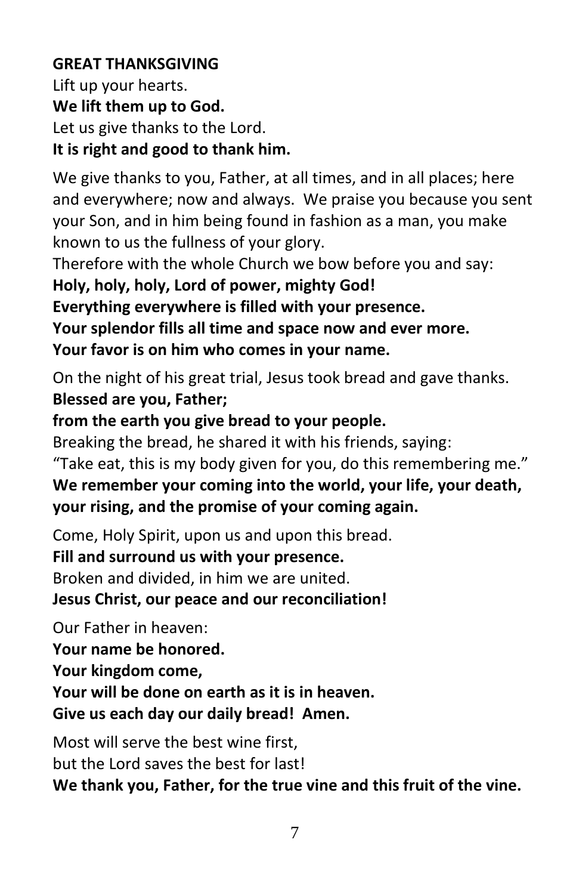**GREAT THANKSGIVING**

Lift up your hearts.
**We lift them up to God.**
Let us give thanks to the Lord.
**It is right and good to thank him.**

We give thanks to you, Father, at all times, and in all places; here and everywhere; now and always. We praise you because you sent your Son, and in him being found in fashion as a man, you make known to us the fullness of your glory.
Therefore with the whole Church we bow before you and say:
**Holy, holy, holy, Lord of power, mighty God!**
**Everything everywhere is filled with your presence.**
**Your splendor fills all time and space now and ever more.**
**Your favor is on him who comes in your name.**

On the night of his great trial, Jesus took bread and gave thanks.
**Blessed are you, Father;**
**from the earth you give bread to your people.**
Breaking the bread, he shared it with his friends, saying:
"Take eat, this is my body given for you, do this remembering me."
**We remember your coming into the world, your life, your death, your rising, and the promise of your coming again.**

Come, Holy Spirit, upon us and upon this bread.
**Fill and surround us with your presence.**
Broken and divided, in him we are united.
**Jesus Christ, our peace and our reconciliation!**

Our Father in heaven:
**Your name be honored.**
**Your kingdom come,**
**Your will be done on earth as it is in heaven.**
**Give us each day our daily bread! Amen.**

Most will serve the best wine first,
but the Lord saves the best for last!
**We thank you, Father, for the true vine and this fruit of the vine.**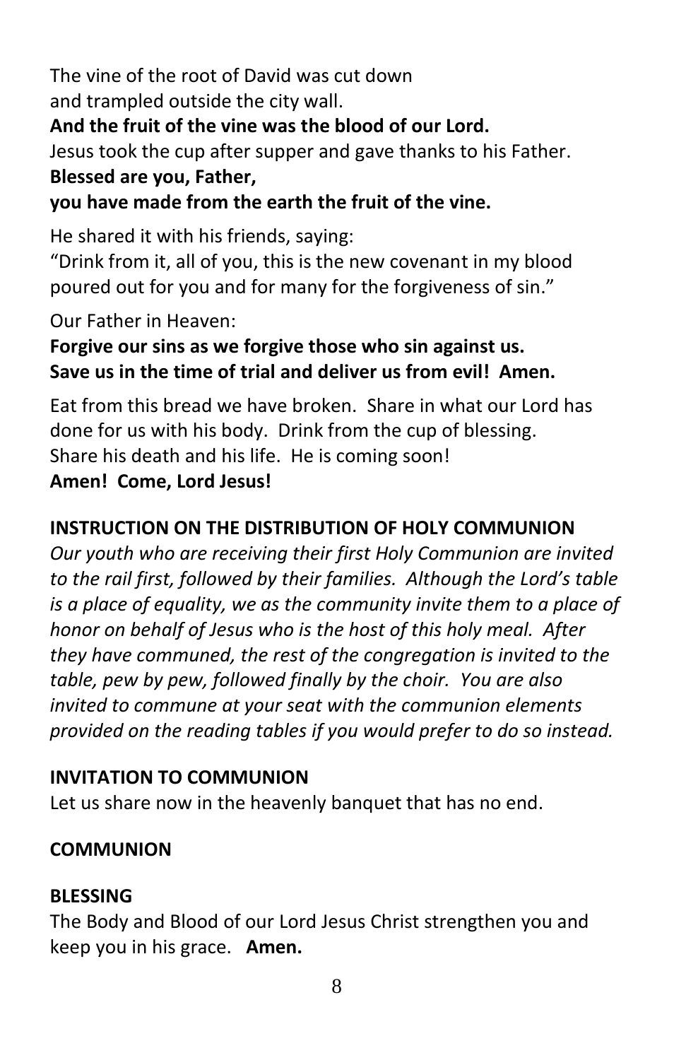The vine of the root of David was cut down
and trampled outside the city wall.
**And the fruit of the vine was the blood of our Lord.**
Jesus took the cup after supper and gave thanks to his Father.
**Blessed are you, Father,**
**you have made from the earth the fruit of the vine.**

He shared it with his friends, saying:
"Drink from it, all of you, this is the new covenant in my blood poured out for you and for many for the forgiveness of sin."

Our Father in Heaven:
**Forgive our sins as we forgive those who sin against us.**
**Save us in the time of trial and deliver us from evil! Amen.**

Eat from this bread we have broken. Share in what our Lord has done for us with his body. Drink from the cup of blessing. Share his death and his life. He is coming soon!
**Amen! Come, Lord Jesus!**

**INSTRUCTION ON THE DISTRIBUTION OF HOLY COMMUNION**
*Our youth who are receiving their first Holy Communion are invited to the rail first, followed by their families. Although the Lord's table is a place of equality, we as the community invite them to a place of honor on behalf of Jesus who is the host of this holy meal. After they have communed, the rest of the congregation is invited to the table, pew by pew, followed finally by the choir. You are also invited to commune at your seat with the communion elements provided on the reading tables if you would prefer to do so instead.*

**INVITATION TO COMMUNION**
Let us share now in the heavenly banquet that has no end.

**COMMUNION**

**BLESSING**
The Body and Blood of our Lord Jesus Christ strengthen you and keep you in his grace. **Amen.**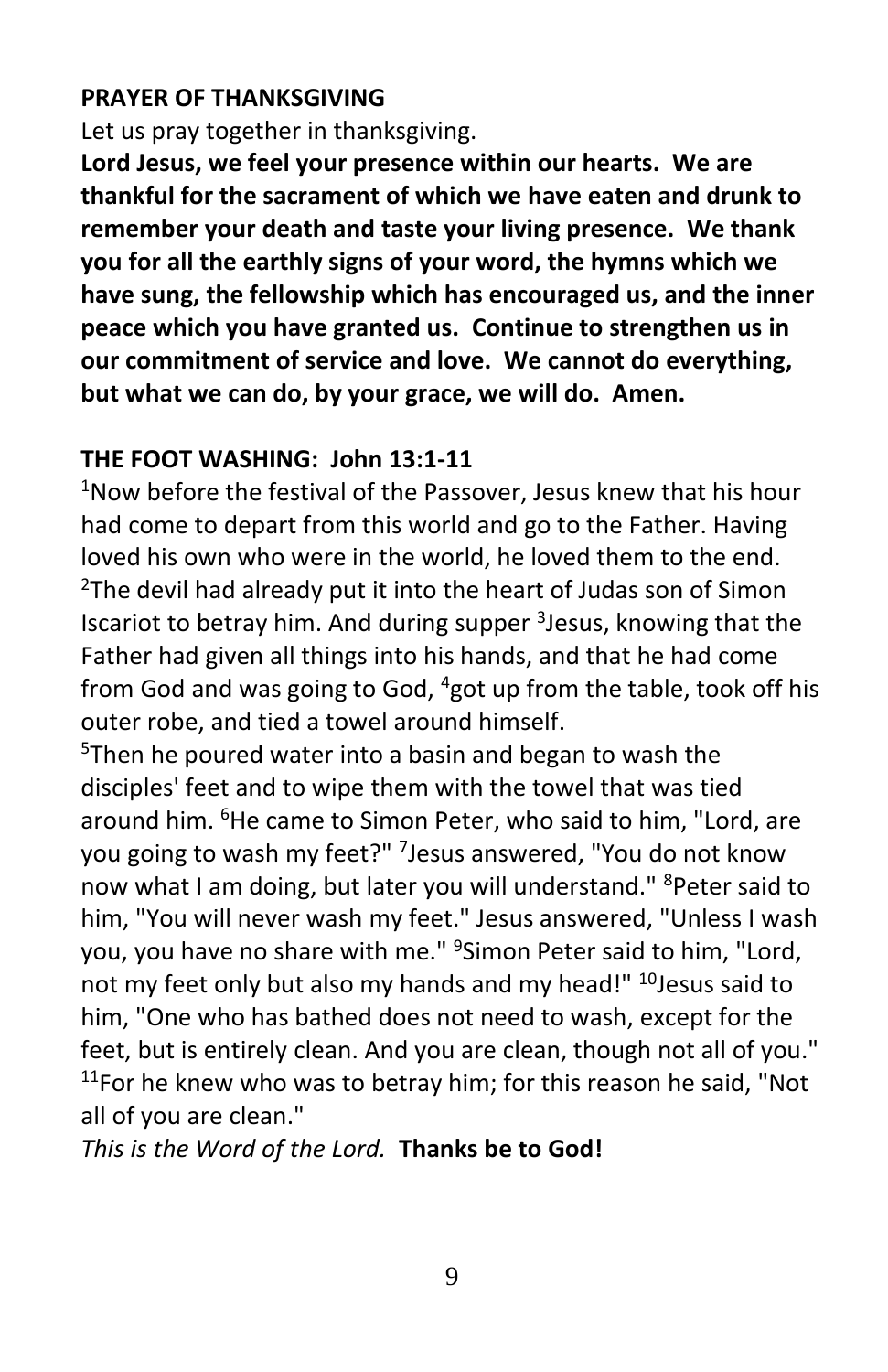**PRAYER OF THANKSGIVING**

Let us pray together in thanksgiving.

**Lord Jesus, we feel your presence within our hearts. We are thankful for the sacrament of which we have eaten and drunk to remember your death and taste your living presence. We thank you for all the earthly signs of your word, the hymns which we have sung, the fellowship which has encouraged us, and the inner peace which you have granted us. Continue to strengthen us in our commitment of service and love. We cannot do everything, but what we can do, by your grace, we will do. Amen.**

**THE FOOT WASHING: John 13:1-11**

[1]Now before the festival of the Passover, Jesus knew that his hour had come to depart from this world and go to the Father. Having loved his own who were in the world, he loved them to the end. [2]The devil had already put it into the heart of Judas son of Simon Iscariot to betray him. And during supper [3]Jesus, knowing that the Father had given all things into his hands, and that he had come from God and was going to God, [4]got up from the table, took off his outer robe, and tied a towel around himself.

[5]Then he poured water into a basin and began to wash the disciples' feet and to wipe them with the towel that was tied around him. [6]He came to Simon Peter, who said to him, "Lord, are you going to wash my feet?" [7]Jesus answered, "You do not know now what I am doing, but later you will understand." [8]Peter said to him, "You will never wash my feet." Jesus answered, "Unless I wash you, you have no share with me." [9]Simon Peter said to him, "Lord, not my feet only but also my hands and my head!" [10]Jesus said to him, "One who has bathed does not need to wash, except for the feet, but is entirely clean. And you are clean, though not all of you." [11]For he knew who was to betray him; for this reason he said, "Not all of you are clean."

*This is the Word of the Lord.* **Thanks be to God!**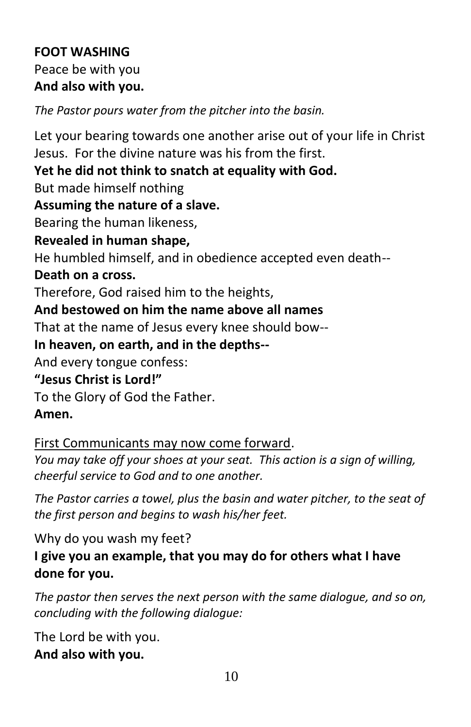**FOOT WASHING**

Peace be with you
**And also with you.**

*The Pastor pours water from the pitcher into the basin.*

Let your bearing towards one another arise out of your life in Christ Jesus. For the divine nature was his from the first.
**Yet he did not think to snatch at equality with God.**
But made himself nothing
**Assuming the nature of a slave.**
Bearing the human likeness,
**Revealed in human shape,**
He humbled himself, and in obedience accepted even death--
**Death on a cross.**
Therefore, God raised him to the heights,
**And bestowed on him the name above all names**
That at the name of Jesus every knee should bow--
**In heaven, on earth, and in the depths--**
And every tongue confess:
**"Jesus Christ is Lord!"**
To the Glory of God the Father.
**Amen.**

<u>First Communicants may now come forward</u>.
*You may take off your shoes at your seat. This action is a sign of willing, cheerful service to God and to one another.*

*The Pastor carries a towel, plus the basin and water pitcher, to the seat of the first person and begins to wash his/her feet.*

Why do you wash my feet?
**I give you an example, that you may do for others what I have done for you.**

*The pastor then serves the next person with the same dialogue, and so on, concluding with the following dialogue:*

The Lord be with you.
**And also with you.**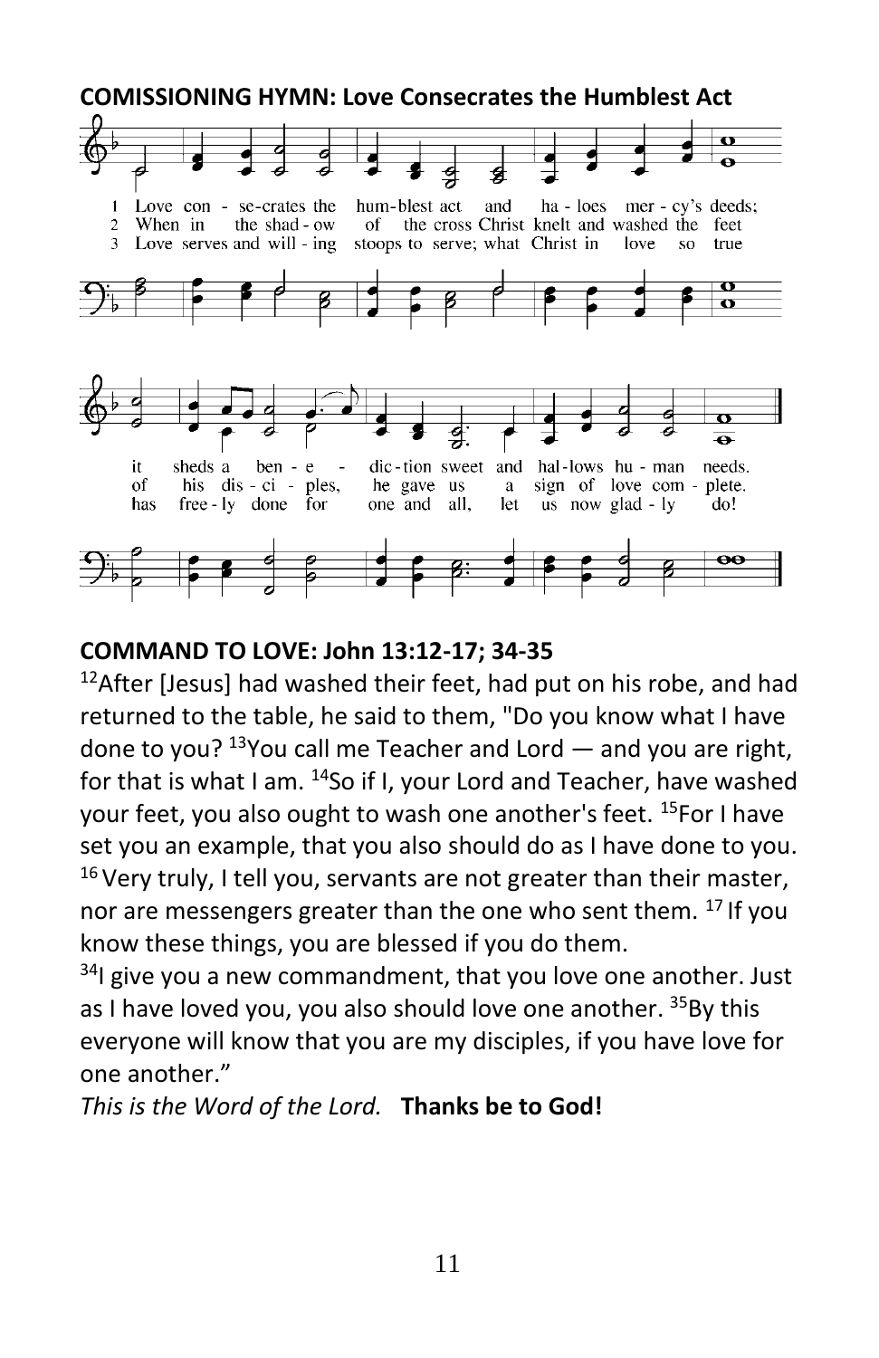**COMISSIONING HYMN: Love Consecrates the Humblest Act**

1 Love con - se-crates the hum-blest act and ha - loes mer - cy's deeds; it sheds a ben - e - dic-tion sweet and hal-lows hu - man needs.

2 When in the shad - ow of the cross Christ knelt and washed the feet of his dis - ci - ples, he gave us a sign of love com - plete.

3 Love serves and will - ing stoops to serve; what Christ in love so true has free - ly done for one and all, let us now glad - ly do!

**COMMAND TO LOVE: John 13:12-17; 34-35**

12After [Jesus] had washed their feet, had put on his robe, and had returned to the table, he said to them, "Do you know what I have done to you? 13You call me Teacher and Lord — and you are right, for that is what I am. 14So if I, your Lord and Teacher, have washed your feet, you also ought to wash one another's feet. 15For I have set you an example, that you also should do as I have done to you. 16 Very truly, I tell you, servants are not greater than their master, nor are messengers greater than the one who sent them. 17 If you know these things, you are blessed if you do them.

34I give you a new commandment, that you love one another. Just as I have loved you, you also should love one another. 35By this everyone will know that you are my disciples, if you have love for one another."

*This is the Word of the Lord.* **Thanks be to God!**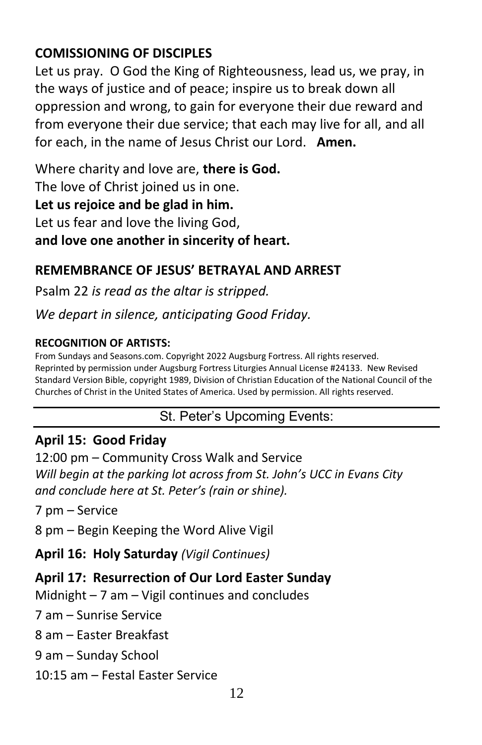## COMISSIONING OF DISCIPLES

Let us pray. O God the King of Righteousness, lead us, we pray, in the ways of justice and of peace; inspire us to break down all oppression and wrong, to gain for everyone their due reward and from everyone their due service; that each may live for all, and all for each, in the name of Jesus Christ our Lord. **Amen.**

Where charity and love are, **there is God.**
The love of Christ joined us in one.
**Let us rejoice and be glad in him.**
Let us fear and love the living God,
**and love one another in sincerity of heart.**

## REMEMBRANCE OF JESUS' BETRAYAL AND ARREST

Psalm 22 *is read as the altar is stripped.*

*We depart in silence, anticipating Good Friday.*

**RECOGNITION OF ARTISTS:**
From Sundays and Seasons.com. Copyright 2022 Augsburg Fortress. All rights reserved. Reprinted by permission under Augsburg Fortress Liturgies Annual License #24133. New Revised Standard Version Bible, copyright 1989, Division of Christian Education of the National Council of the Churches of Christ in the United States of America. Used by permission. All rights reserved.

---

St. Peter's Upcoming Events:

---

**April 15: Good Friday**

12:00 pm – Community Cross Walk and Service
*Will begin at the parking lot across from St. John's UCC in Evans City and conclude here at St. Peter's (rain or shine).*

7 pm – Service

8 pm – Begin Keeping the Word Alive Vigil

**April 16: Holy Saturday** *(Vigil Continues)*

**April 17: Resurrection of Our Lord Easter Sunday**

Midnight – 7 am – Vigil continues and concludes

7 am – Sunrise Service

8 am – Easter Breakfast

9 am – Sunday School

10:15 am – Festal Easter Service